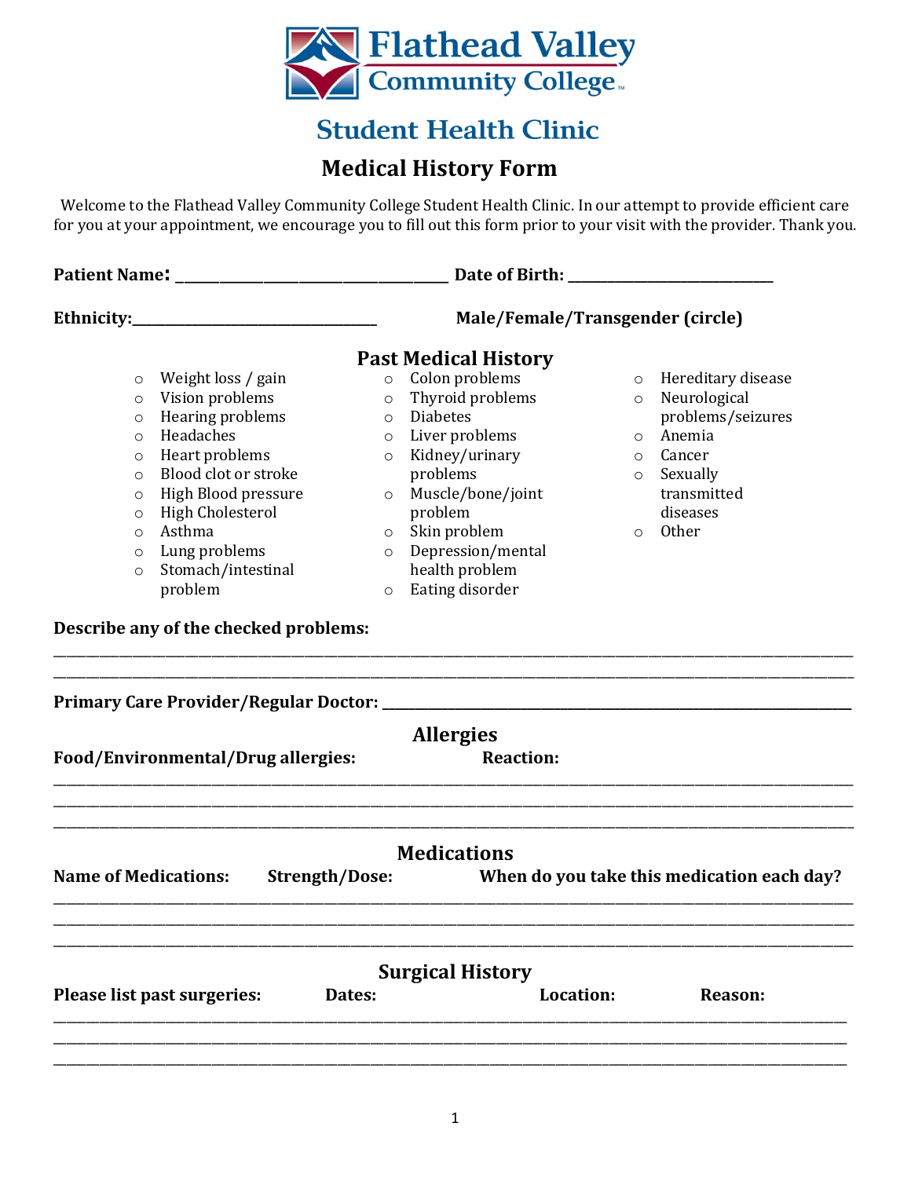# Flathead Valley Community College

## Student Health Clinic

## Medical History Form

Welcome to the Flathead Valley Community College Student Health Clinic. In our attempt to provide efficient care for you at your appointment, we encourage you to fill out this form prior to your visit with the provider. Thank you.

**Patient Name:** ___________________________________ **Date of Birth:** ___________________________

**Ethnicity:**_________________________________ **Male/Female/Transgender (circle)**

### Past Medical History

- Weight loss / gain
- Vision problems
- Hearing problems
- Headaches
- Heart problems
- Blood clot or stroke
- High Blood pressure
- High Cholesterol
- Asthma
- Lung problems
- Stomach/intestinal problem
- Colon problems
- Thyroid problems
- Diabetes
- Liver problems
- Kidney/urinary problems
- Muscle/bone/joint problem
- Skin problem
- Depression/mental health problem
- Eating disorder
- Hereditary disease
- Neurological problems/seizures
- Anemia
- Cancer
- Sexually transmitted diseases
- Other

**Describe any of the checked problems:**

______________________________________________________________________________________________

______________________________________________________________________________________________

**Primary Care Provider/Regular Doctor:** ____________________________________________________________

### Allergies

**Food/Environmental/Drug allergies:** **Reaction:**

______________________________________________________________________________________________

______________________________________________________________________________________________

______________________________________________________________________________________________

### Medications

**Name of Medications:** **Strength/Dose:** **When do you take this medication each day?**

______________________________________________________________________________________________

______________________________________________________________________________________________

______________________________________________________________________________________________

### Surgical History

**Please list past surgeries:** **Dates:** **Location:** **Reason:**

______________________________________________________________________________________________

______________________________________________________________________________________________

______________________________________________________________________________________________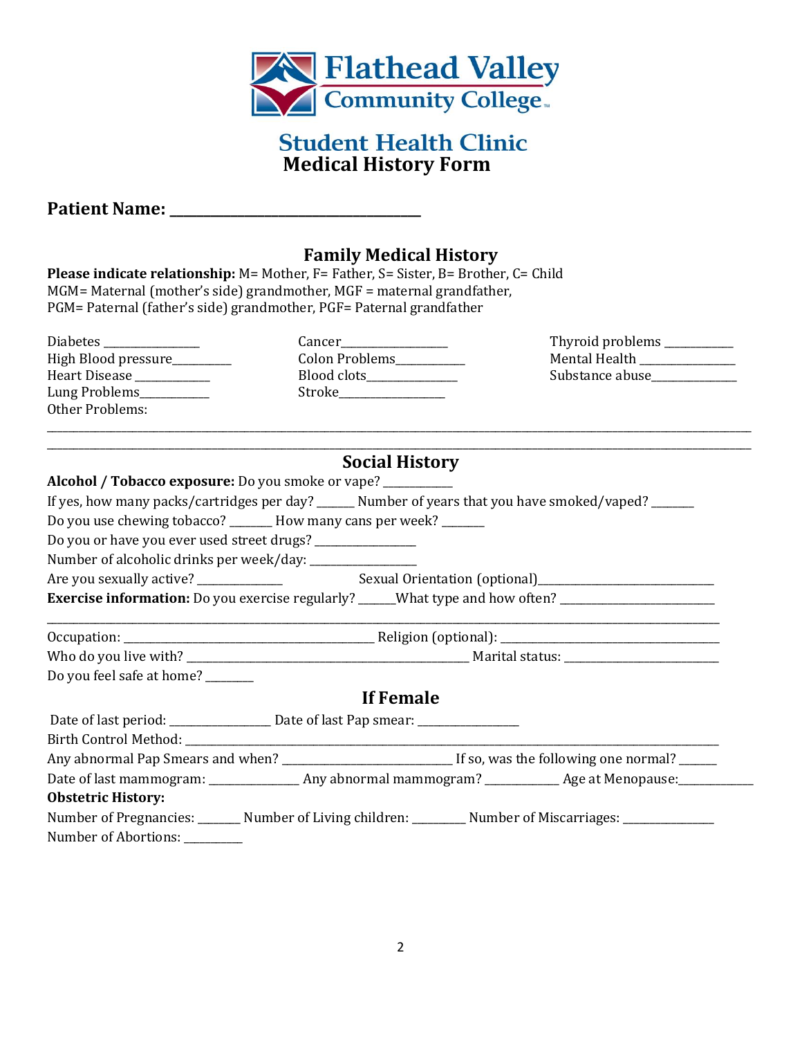**Flathead Valley Community College**

## Student Health Clinic

# Medical History Form

**Patient Name: ___________________________________**

## Family Medical History

**Please indicate relationship:** M= Mother, F= Father, S= Sister, B= Brother, C= Child
MGM= Maternal (mother's side) grandmother, MGF = maternal grandfather,
PGM= Paternal (father's side) grandmother, PGF= Paternal grandfather

Diabetes _______________
High Blood pressure_________
Heart Disease ____________
Lung Problems___________
Cancer_________________
Colon Problems___________
Blood clots______________
Stroke_________________
Thyroid problems ___________
Mental Health _______________
Substance abuse______________

Other Problems:
______________________________________________________________________________________
______________________________________________________________________________________

## Social History

**Alcohol / Tobacco exposure:** Do you smoke or vape? ___________
If yes, how many packs/cartridges per day? ______ Number of years that you have smoked/vaped? _______
Do you use chewing tobacco? _______ How many cans per week? _______
Do you or have you ever used street drugs? ________________
Number of alcoholic drinks per week/day: _________________
Are you sexually active? ______________ Sexual Orientation (optional)_____________________________
**Exercise information:** Do you exercise regularly? ______What type and how often? _________________________
______________________________________________________________________________________
Occupation: ____________________________________ Religion (optional): _____________________________
Who do you live with? ___________________________________________ Marital status: _________________________
Do you feel safe at home? ________

## If Female

Date of last period: ________________ Date of last Pap smear: ________________
Birth Control Method: _____________________________________________________________________________
Any abnormal Pap Smears and when? ___________________________ If so, was the following one normal? ______
Date of last mammogram: ______________ Any abnormal mammogram? ____________ Age at Menopause:____________

**Obstetric History:**

Number of Pregnancies: _______ Number of Living children: ________ Number of Miscarriages: ______________
Number of Abortions: _________